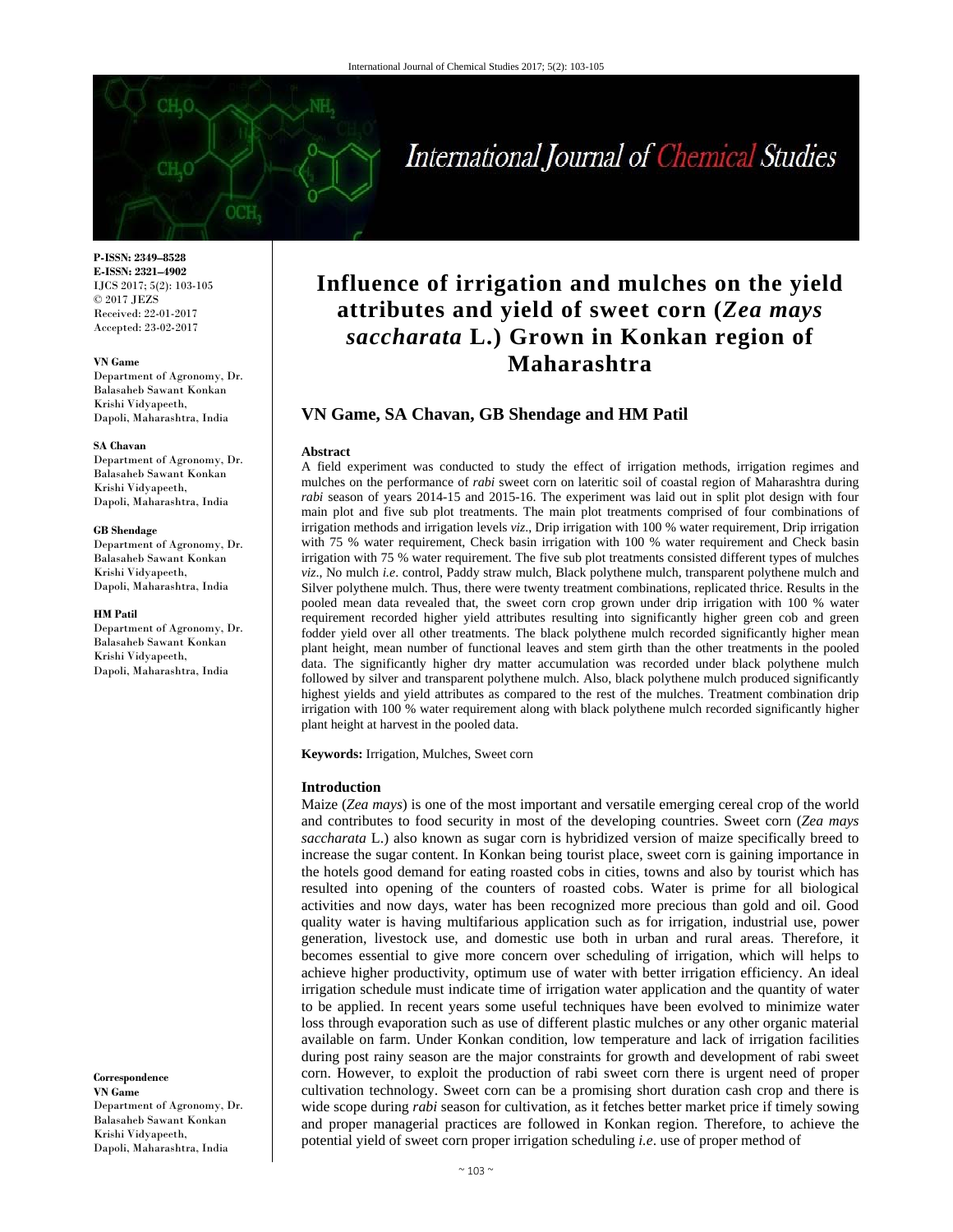P-ISSN: 2349–8528
E-ISSN: 2321–4902
IJCS 2017; 5(2): 103-105
© 2017 JEZS
Received: 22-01-2017
Accepted: 23-02-2017

**VN Game**
Department of Agronomy, Dr. Balasaheb Sawant Konkan Krishi Vidyapeeth, Dapoli, Maharashtra, India

**SA Chavan**
Department of Agronomy, Dr. Balasaheb Sawant Konkan Krishi Vidyapeeth, Dapoli, Maharashtra, India

**GB Shendage**
Department of Agronomy, Dr. Balasaheb Sawant Konkan Krishi Vidyapeeth, Dapoli, Maharashtra, India

**HM Patil**
Department of Agronomy, Dr. Balasaheb Sawant Konkan Krishi Vidyapeeth, Dapoli, Maharashtra, India

**Correspondence**
**VN Game**
Department of Agronomy, Dr. Balasaheb Sawant Konkan Krishi Vidyapeeth, Dapoli, Maharashtra, India

# Influence of irrigation and mulches on the yield attributes and yield of sweet corn (*Zea mays saccharata* L.) Grown in Konkan region of Maharashtra

**VN Game, SA Chavan, GB Shendage and HM Patil**

## Abstract

A field experiment was conducted to study the effect of irrigation methods, irrigation regimes and mulches on the performance of *rabi* sweet corn on lateritic soil of coastal region of Maharashtra during *rabi* season of years 2014-15 and 2015-16. The experiment was laid out in split plot design with four main plot and five sub plot treatments. The main plot treatments comprised of four combinations of irrigation methods and irrigation levels *viz*., Drip irrigation with 100 % water requirement, Drip irrigation with 75 % water requirement, Check basin irrigation with 100 % water requirement and Check basin irrigation with 75 % water requirement. The five sub plot treatments consisted different types of mulches *viz*., No mulch *i.e*. control, Paddy straw mulch, Black polythene mulch, transparent polythene mulch and Silver polythene mulch. Thus, there were twenty treatment combinations, replicated thrice. Results in the pooled mean data revealed that, the sweet corn crop grown under drip irrigation with 100 % water requirement recorded higher yield attributes resulting into significantly higher green cob and green fodder yield over all other treatments. The black polythene mulch recorded significantly higher mean plant height, mean number of functional leaves and stem girth than the other treatments in the pooled data. The significantly higher dry matter accumulation was recorded under black polythene mulch followed by silver and transparent polythene mulch. Also, black polythene mulch produced significantly highest yields and yield attributes as compared to the rest of the mulches. Treatment combination drip irrigation with 100 % water requirement along with black polythene mulch recorded significantly higher plant height at harvest in the pooled data.

**Keywords:** Irrigation, Mulches, Sweet corn

## Introduction

Maize (*Zea mays*) is one of the most important and versatile emerging cereal crop of the world and contributes to food security in most of the developing countries. Sweet corn (*Zea mays saccharata* L.) also known as sugar corn is hybridized version of maize specifically breed to increase the sugar content. In Konkan being tourist place, sweet corn is gaining importance in the hotels good demand for eating roasted cobs in cities, towns and also by tourist which has resulted into opening of the counters of roasted cobs. Water is prime for all biological activities and now days, water has been recognized more precious than gold and oil. Good quality water is having multifarious application such as for irrigation, industrial use, power generation, livestock use, and domestic use both in urban and rural areas. Therefore, it becomes essential to give more concern over scheduling of irrigation, which will helps to achieve higher productivity, optimum use of water with better irrigation efficiency. An ideal irrigation schedule must indicate time of irrigation water application and the quantity of water to be applied. In recent years some useful techniques have been evolved to minimize water loss through evaporation such as use of different plastic mulches or any other organic material available on farm. Under Konkan condition, low temperature and lack of irrigation facilities during post rainy season are the major constraints for growth and development of rabi sweet corn. However, to exploit the production of rabi sweet corn there is urgent need of proper cultivation technology. Sweet corn can be a promising short duration cash crop and there is wide scope during *rabi* season for cultivation, as it fetches better market price if timely sowing and proper managerial practices are followed in Konkan region. Therefore, to achieve the potential yield of sweet corn proper irrigation scheduling *i.e*. use of proper method of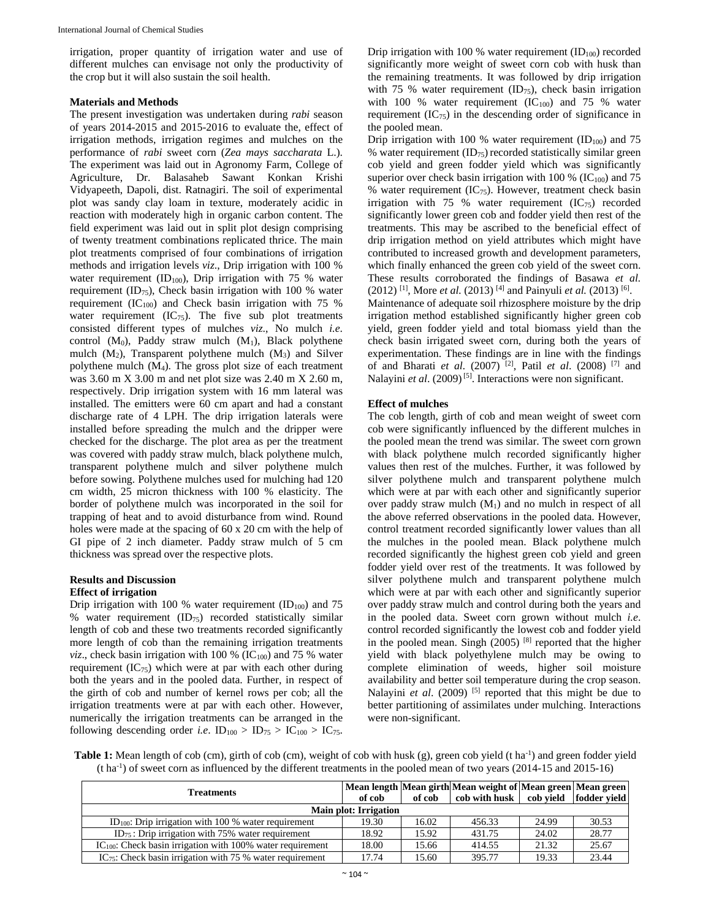irrigation, proper quantity of irrigation water and use of different mulches can envisage not only the productivity of the crop but it will also sustain the soil health.

## Materials and Methods

The present investigation was undertaken during *rabi* season of years 2014-2015 and 2015-2016 to evaluate the, effect of irrigation methods, irrigation regimes and mulches on the performance of *rabi* sweet corn (*Zea mays saccharata* L.). The experiment was laid out in Agronomy Farm, College of Agriculture, Dr. Balasaheb Sawant Konkan Krishi Vidyapeeth, Dapoli, dist. Ratnagiri. The soil of experimental plot was sandy clay loam in texture, moderately acidic in reaction with moderately high in organic carbon content. The field experiment was laid out in split plot design comprising of twenty treatment combinations replicated thrice. The main plot treatments comprised of four combinations of irrigation methods and irrigation levels *viz*., Drip irrigation with 100 % water requirement ($ID_{100}$), Drip irrigation with 75 % water requirement ($ID_{75}$), Check basin irrigation with 100 % water requirement ($IC_{100}$) and Check basin irrigation with 75 % water requirement ($IC_{75}$). The five sub plot treatments consisted different types of mulches *viz*., No mulch *i.e*. control ($M_0$), Paddy straw mulch ($M_1$), Black polythene mulch ($M_2$), Transparent polythene mulch ($M_3$) and Silver polythene mulch ($M_4$). The gross plot size of each treatment was 3.60 m X 3.00 m and net plot size was 2.40 m X 2.60 m, respectively. Drip irrigation system with 16 mm lateral was installed. The emitters were 60 cm apart and had a constant discharge rate of 4 LPH. The drip irrigation laterals were installed before spreading the mulch and the dripper were checked for the discharge. The plot area as per the treatment was covered with paddy straw mulch, black polythene mulch, transparent polythene mulch and silver polythene mulch before sowing. Polythene mulches used for mulching had 120 cm width, 25 micron thickness with 100 % elasticity. The border of polythene mulch was incorporated in the soil for trapping of heat and to avoid disturbance from wind. Round holes were made at the spacing of 60 x 20 cm with the help of GI pipe of 2 inch diameter. Paddy straw mulch of 5 cm thickness was spread over the respective plots.

## Results and Discussion

### Effect of irrigation

Drip irrigation with 100 % water requirement ($ID_{100}$) and 75 % water requirement ($ID_{75}$) recorded statistically similar length of cob and these two treatments recorded significantly more length of cob than the remaining irrigation treatments *viz*., check basin irrigation with 100 % ($IC_{100}$) and 75 % water requirement ($IC_{75}$) which were at par with each other during both the years and in the pooled data. Further, in respect of the girth of cob and number of kernel rows per cob; all the irrigation treatments were at par with each other. However, numerically the irrigation treatments can be arranged in the following descending order *i.e*. $ID_{100} > ID_{75} > IC_{100} > IC_{75}$.

Drip irrigation with 100 % water requirement ($ID_{100}$) recorded significantly more weight of sweet corn cob with husk than the remaining treatments. It was followed by drip irrigation with 75 % water requirement ($ID_{75}$), check basin irrigation with 100 % water requirement ($IC_{100}$) and 75 % water requirement ($IC_{75}$) in the descending order of significance in the pooled mean.

Drip irrigation with 100 % water requirement ($ID_{100}$) and 75 % water requirement ($ID_{75}$) recorded statistically similar green cob yield and green fodder yield which was significantly superior over check basin irrigation with 100 % ($IC_{100}$) and 75 % water requirement ($IC_{75}$). However, treatment check basin irrigation with 75 % water requirement ($IC_{75}$) recorded significantly lower green cob and fodder yield then rest of the treatments. This may be ascribed to the beneficial effect of drip irrigation method on yield attributes which might have contributed to increased growth and development parameters, which finally enhanced the green cob yield of the sweet corn. These results corroborated the findings of Basawa *et al.* (2012) [1], More *et al.* (2013) [4] and Painyuli *et al.* (2013) [6].

Maintenance of adequate soil rhizosphere moisture by the drip irrigation method established significantly higher green cob yield, green fodder yield and total biomass yield than the check basin irrigated sweet corn, during both the years of experimentation. These findings are in line with the findings of and Bharati *et al*. (2007) [2], Patil *et al*. (2008) [7] and Nalayini *et al*. (2009) [5]. Interactions were non significant.

### Effect of mulches

The cob length, girth of cob and mean weight of sweet corn cob were significantly influenced by the different mulches in the pooled mean the trend was similar. The sweet corn grown with black polythene mulch recorded significantly higher values then rest of the mulches. Further, it was followed by silver polythene mulch and transparent polythene mulch which were at par with each other and significantly superior over paddy straw mulch ($M_1$) and no mulch in respect of all the above referred observations in the pooled data. However, control treatment recorded significantly lower values than all the mulches in the pooled mean. Black polythene mulch recorded significantly the highest green cob yield and green fodder yield over rest of the treatments. It was followed by silver polythene mulch and transparent polythene mulch which were at par with each other and significantly superior over paddy straw mulch and control during both the years and in the pooled data. Sweet corn grown without mulch *i.e*. control recorded significantly the lowest cob and fodder yield in the pooled mean. Singh (2005) [8] reported that the higher yield with black polyethylene mulch may be owing to complete elimination of weeds, higher soil moisture availability and better soil temperature during the crop season. Nalayini *et al*. (2009) [5] reported that this might be due to better partitioning of assimilates under mulching. Interactions were non-significant.

**Table 1:** Mean length of cob (cm), girth of cob (cm), weight of cob with husk (g), green cob yield (t ha-1) and green fodder yield (t ha-1) of sweet corn as influenced by the different treatments in the pooled mean of two years (2014-15 and 2015-16)

| Treatments | Mean length of cob | Mean girth of cob | Mean weight of cob with husk | Mean green cob yield | Mean green fodder yield |
|---|---|---|---|---|---|
| **Main plot: Irrigation** | | | | | |
| $ID_{100}$: Drip irrigation with 100 % water requirement | 19.30 | 16.02 | 456.33 | 24.99 | 30.53 |
| $ID_{75}$ : Drip irrigation with 75% water requirement | 18.92 | 15.92 | 431.75 | 24.02 | 28.77 |
| $IC_{100}$: Check basin irrigation with 100% water requirement | 18.00 | 15.66 | 414.55 | 21.32 | 25.67 |
| $IC_{75}$: Check basin irrigation with 75 % water requirement | 17.74 | 15.60 | 395.77 | 19.33 | 23.44 |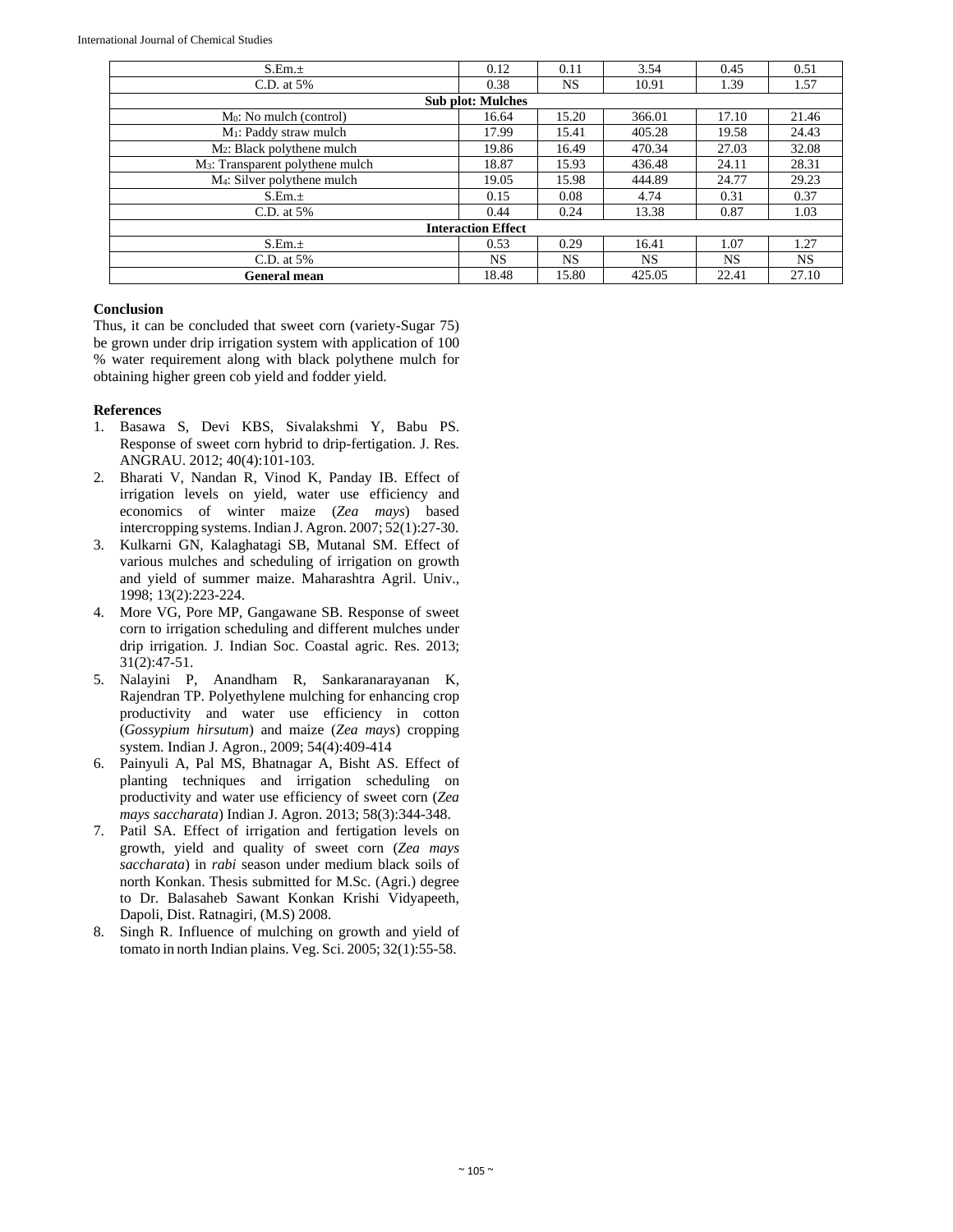| | | | | | |
|---|---|---|---|---|---|
| S.Em.± | 0.12 | 0.11 | 3.54 | 0.45 | 0.51 |
| C.D. at 5% | 0.38 | NS | 10.91 | 1.39 | 1.57 |
| **Sub plot: Mulches** | | | | | |
| $M_0$: No mulch (control) | 16.64 | 15.20 | 366.01 | 17.10 | 21.46 |
| $M_1$: Paddy straw mulch | 17.99 | 15.41 | 405.28 | 19.58 | 24.43 |
| $M_2$: Black polythene mulch | 19.86 | 16.49 | 470.34 | 27.03 | 32.08 |
| $M_3$: Transparent polythene mulch | 18.87 | 15.93 | 436.48 | 24.11 | 28.31 |
| $M_4$: Silver polythene mulch | 19.05 | 15.98 | 444.89 | 24.77 | 29.23 |
| S.Em.± | 0.15 | 0.08 | 4.74 | 0.31 | 0.37 |
| C.D. at 5% | 0.44 | 0.24 | 13.38 | 0.87 | 1.03 |
| **Interaction Effect** | | | | | |
| S.Em.± | 0.53 | 0.29 | 16.41 | 1.07 | 1.27 |
| C.D. at 5% | NS | NS | NS | NS | NS |
| **General mean** | 18.48 | 15.80 | 425.05 | 22.41 | 27.10 |

## Conclusion

Thus, it can be concluded that sweet corn (variety-Sugar 75) be grown under drip irrigation system with application of 100 % water requirement along with black polythene mulch for obtaining higher green cob yield and fodder yield.

## References

1. Basawa S, Devi KBS, Sivalakshmi Y, Babu PS. Response of sweet corn hybrid to drip-fertigation. J. Res. ANGRAU. 2012; 40(4):101-103.
2. Bharati V, Nandan R, Vinod K, Panday IB. Effect of irrigation levels on yield, water use efficiency and economics of winter maize (*Zea mays*) based intercropping systems. Indian J. Agron. 2007; 52(1):27-30.
3. Kulkarni GN, Kalaghatagi SB, Mutanal SM. Effect of various mulches and scheduling of irrigation on growth and yield of summer maize. Maharashtra Agril. Univ., 1998; 13(2):223-224.
4. More VG, Pore MP, Gangawane SB. Response of sweet corn to irrigation scheduling and different mulches under drip irrigation. J. Indian Soc. Coastal agric. Res. 2013; 31(2):47-51.
5. Nalayini P, Anandham R, Sankaranarayanan K, Rajendran TP. Polyethylene mulching for enhancing crop productivity and water use efficiency in cotton (*Gossypium hirsutum*) and maize (*Zea mays*) cropping system. Indian J. Agron., 2009; 54(4):409-414
6. Painyuli A, Pal MS, Bhatnagar A, Bisht AS. Effect of planting techniques and irrigation scheduling on productivity and water use efficiency of sweet corn (*Zea mays saccharata*) Indian J. Agron. 2013; 58(3):344-348.
7. Patil SA. Effect of irrigation and fertigation levels on growth, yield and quality of sweet corn (*Zea mays saccharata*) in *rabi* season under medium black soils of north Konkan. Thesis submitted for M.Sc. (Agri.) degree to Dr. Balasaheb Sawant Konkan Krishi Vidyapeeth, Dapoli, Dist. Ratnagiri, (M.S) 2008.
8. Singh R. Influence of mulching on growth and yield of tomato in north Indian plains. Veg. Sci. 2005; 32(1):55-58.